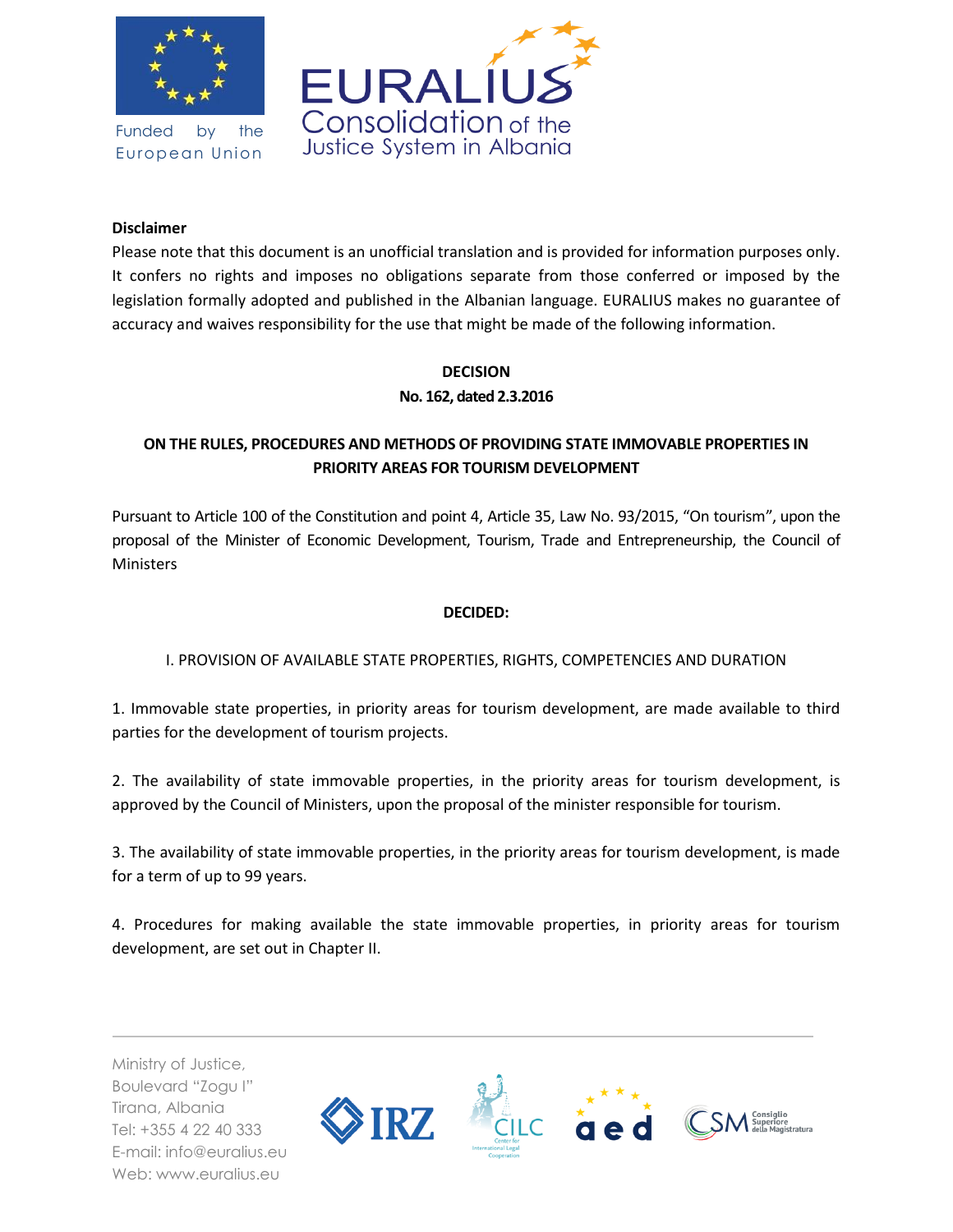**Disclaimer**

Please note that this document is an unofficial translation and is provided for information purposes only. It confers no rights and imposes no obligations separate from those conferred or imposed by the legislation formally adopted and published in the Albanian language. EURALIUS makes no guarantee of accuracy and waives responsibility for the use that might be made of the following information.

# DECISION
## No. 162, dated 2.3.2016

## ON THE RULES, PROCEDURES AND METHODS OF PROVIDING STATE IMMOVABLE PROPERTIES IN PRIORITY AREAS FOR TOURISM DEVELOPMENT

Pursuant to Article 100 of the Constitution and point 4, Article 35, Law No. 93/2015, "On tourism", upon the proposal of the Minister of Economic Development, Tourism, Trade and Entrepreneurship, the Council of Ministers

**DECIDED:**

### I. PROVISION OF AVAILABLE STATE PROPERTIES, RIGHTS, COMPETENCIES AND DURATION

1. Immovable state properties, in priority areas for tourism development, are made available to third parties for the development of tourism projects.

2. The availability of state immovable properties, in the priority areas for tourism development, is approved by the Council of Ministers, upon the proposal of the minister responsible for tourism.

3. The availability of state immovable properties, in the priority areas for tourism development, is made for a term of up to 99 years.

4. Procedures for making available the state immovable properties, in priority areas for tourism development, are set out in Chapter II.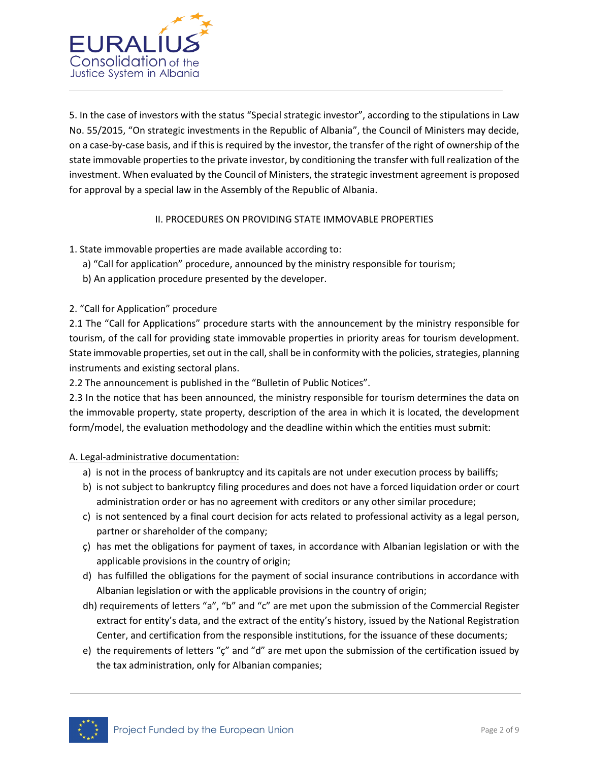5. In the case of investors with the status "Special strategic investor", according to the stipulations in Law No. 55/2015, "On strategic investments in the Republic of Albania", the Council of Ministers may decide, on a case-by-case basis, and if this is required by the investor, the transfer of the right of ownership of the state immovable properties to the private investor, by conditioning the transfer with full realization of the investment. When evaluated by the Council of Ministers, the strategic investment agreement is proposed for approval by a special law in the Assembly of the Republic of Albania.

## II. PROCEDURES ON PROVIDING STATE IMMOVABLE PROPERTIES

1. State immovable properties are made available according to:
   a) "Call for application" procedure, announced by the ministry responsible for tourism;
   b) An application procedure presented by the developer.

2. "Call for Application" procedure

2.1 The "Call for Applications" procedure starts with the announcement by the ministry responsible for tourism, of the call for providing state immovable properties in priority areas for tourism development. State immovable properties, set out in the call, shall be in conformity with the policies, strategies, planning instruments and existing sectoral plans.

2.2 The announcement is published in the "Bulletin of Public Notices".

2.3 In the notice that has been announced, the ministry responsible for tourism determines the data on the immovable property, state property, description of the area in which it is located, the development form/model, the evaluation methodology and the deadline within which the entities must submit:

<u>A. Legal-administrative documentation:</u>

a) is not in the process of bankruptcy and its capitals are not under execution process by bailiffs;

b) is not subject to bankruptcy filing procedures and does not have a forced liquidation order or court administration order or has no agreement with creditors or any other similar procedure;

c) is not sentenced by a final court decision for acts related to professional activity as a legal person, partner or shareholder of the company;

ç) has met the obligations for payment of taxes, in accordance with Albanian legislation or with the applicable provisions in the country of origin;

d) has fulfilled the obligations for the payment of social insurance contributions in accordance with Albanian legislation or with the applicable provisions in the country of origin;

dh) requirements of letters "a", "b" and "c" are met upon the submission of the Commercial Register extract for entity's data, and the extract of the entity's history, issued by the National Registration Center, and certification from the responsible institutions, for the issuance of these documents;

e) the requirements of letters "ç" and "d" are met upon the submission of the certification issued by the tax administration, only for Albanian companies;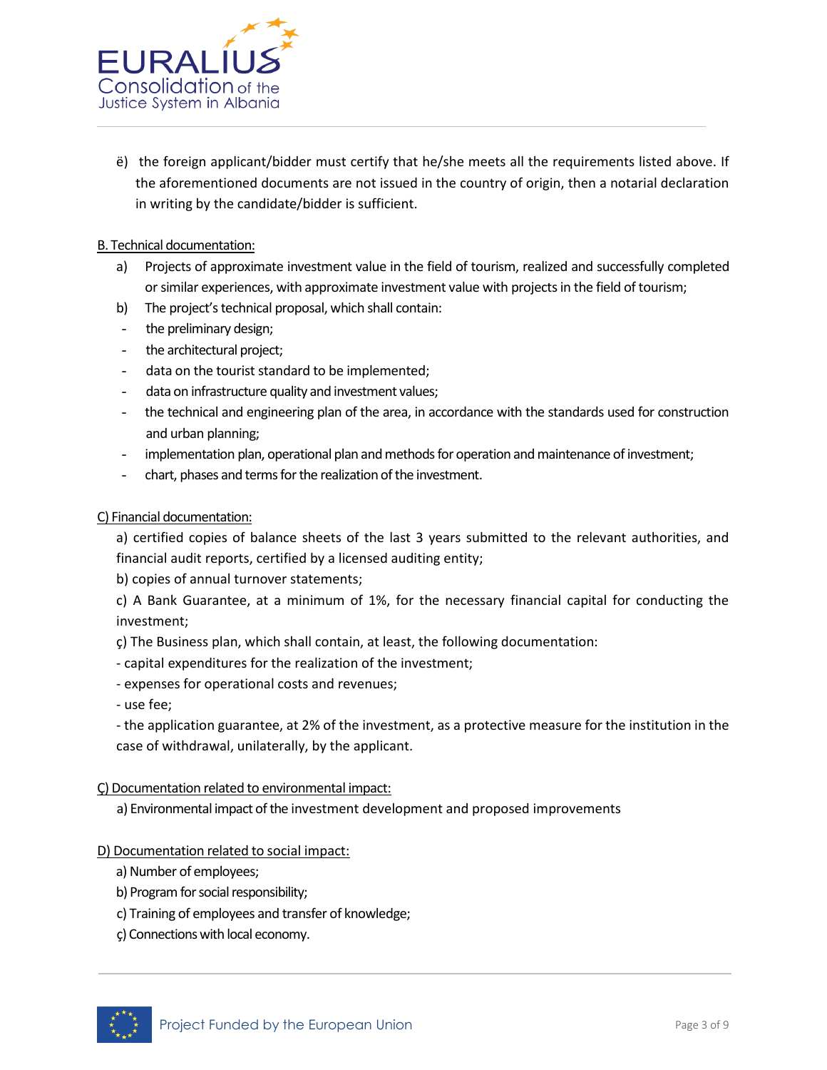ë) the foreign applicant/bidder must certify that he/she meets all the requirements listed above. If the aforementioned documents are not issued in the country of origin, then a notarial declaration in writing by the candidate/bidder is sufficient.

B. Technical documentation:

a) Projects of approximate investment value in the field of tourism, realized and successfully completed or similar experiences, with approximate investment value with projects in the field of tourism;

b) The project's technical proposal, which shall contain:

- the preliminary design;
- the architectural project;
- data on the tourist standard to be implemented;
- data on infrastructure quality and investment values;
- the technical and engineering plan of the area, in accordance with the standards used for construction and urban planning;
- implementation plan, operational plan and methods for operation and maintenance of investment;
- chart, phases and terms for the realization of the investment.

C) Financial documentation:

a) certified copies of balance sheets of the last 3 years submitted to the relevant authorities, and financial audit reports, certified by a licensed auditing entity;

b) copies of annual turnover statements;

c) A Bank Guarantee, at a minimum of 1%, for the necessary financial capital for conducting the investment;

ç) The Business plan, which shall contain, at least, the following documentation:

- capital expenditures for the realization of the investment;
- expenses for operational costs and revenues;
- use fee;
- the application guarantee, at 2% of the investment, as a protective measure for the institution in the case of withdrawal, unilaterally, by the applicant.

Ç) Documentation related to environmental impact:

a) Environmental impact of the investment development and proposed improvements

D) Documentation related to social impact:

a) Number of employees;

b) Program for social responsibility;

c) Training of employees and transfer of knowledge;

ç) Connections with local economy.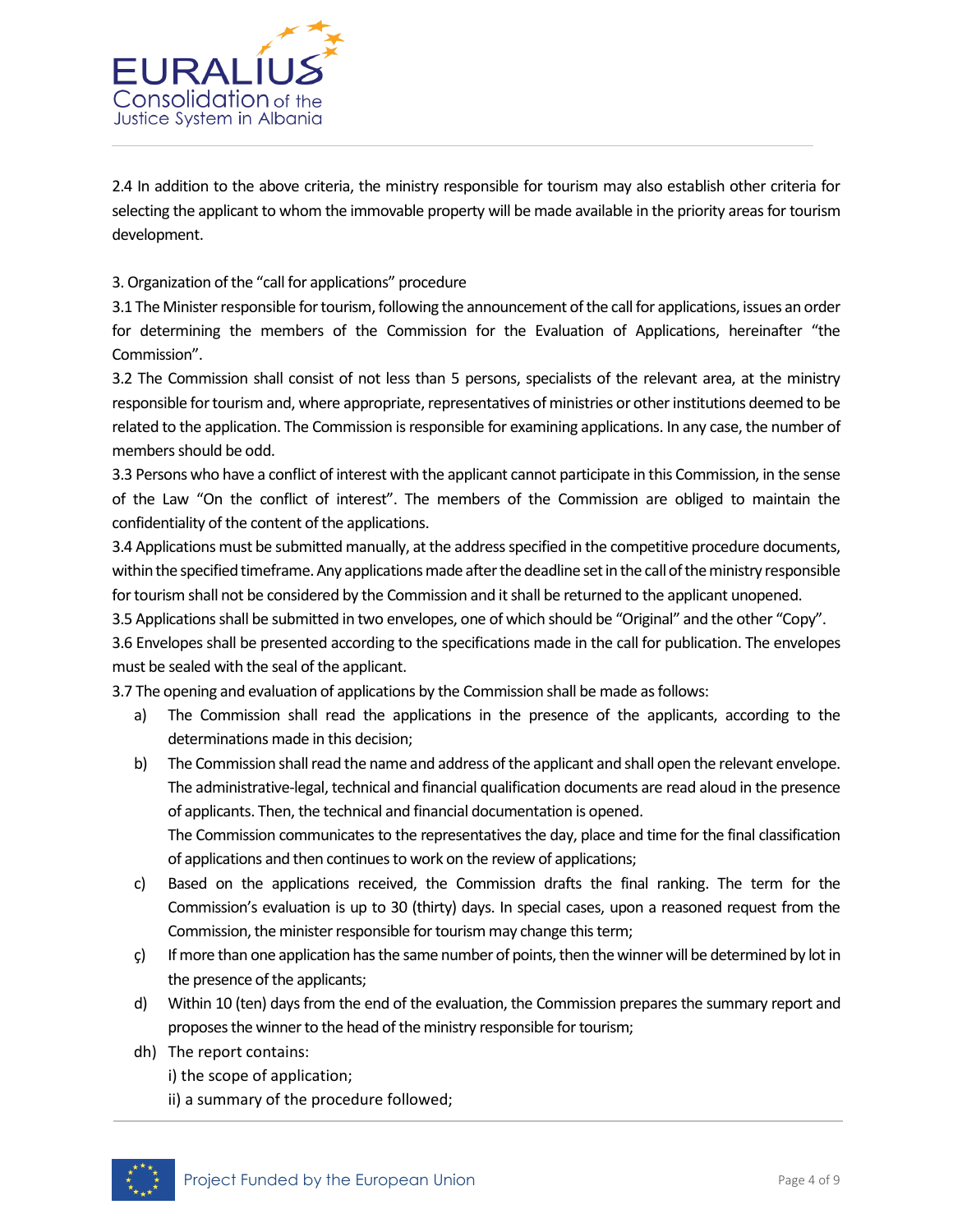2.4 In addition to the above criteria, the ministry responsible for tourism may also establish other criteria for selecting the applicant to whom the immovable property will be made available in the priority areas for tourism development.

3. Organization of the "call for applications" procedure

3.1 The Minister responsible for tourism, following the announcement of the call for applications, issues an order for determining the members of the Commission for the Evaluation of Applications, hereinafter "the Commission".

3.2 The Commission shall consist of not less than 5 persons, specialists of the relevant area, at the ministry responsible for tourism and, where appropriate, representatives of ministries or other institutions deemed to be related to the application. The Commission is responsible for examining applications. In any case, the number of members should be odd.

3.3 Persons who have a conflict of interest with the applicant cannot participate in this Commission, in the sense of the Law "On the conflict of interest". The members of the Commission are obliged to maintain the confidentiality of the content of the applications.

3.4 Applications must be submitted manually, at the address specified in the competitive procedure documents, within the specified timeframe. Any applications made after the deadline set in the call of the ministry responsible for tourism shall not be considered by the Commission and it shall be returned to the applicant unopened.

3.5 Applications shall be submitted in two envelopes, one of which should be "Original" and the other "Copy".

3.6 Envelopes shall be presented according to the specifications made in the call for publication. The envelopes must be sealed with the seal of the applicant.

3.7 The opening and evaluation of applications by the Commission shall be made as follows:

a) The Commission shall read the applications in the presence of the applicants, according to the determinations made in this decision;

b) The Commission shall read the name and address of the applicant and shall open the relevant envelope. The administrative-legal, technical and financial qualification documents are read aloud in the presence of applicants. Then, the technical and financial documentation is opened.
The Commission communicates to the representatives the day, place and time for the final classification of applications and then continues to work on the review of applications;

c) Based on the applications received, the Commission drafts the final ranking. The term for the Commission's evaluation is up to 30 (thirty) days. In special cases, upon a reasoned request from the Commission, the minister responsible for tourism may change this term;

ç) If more than one application has the same number of points, then the winner will be determined by lot in the presence of the applicants;

d) Within 10 (ten) days from the end of the evaluation, the Commission prepares the summary report and proposes the winner to the head of the ministry responsible for tourism;

dh) The report contains:
i) the scope of application;
ii) a summary of the procedure followed;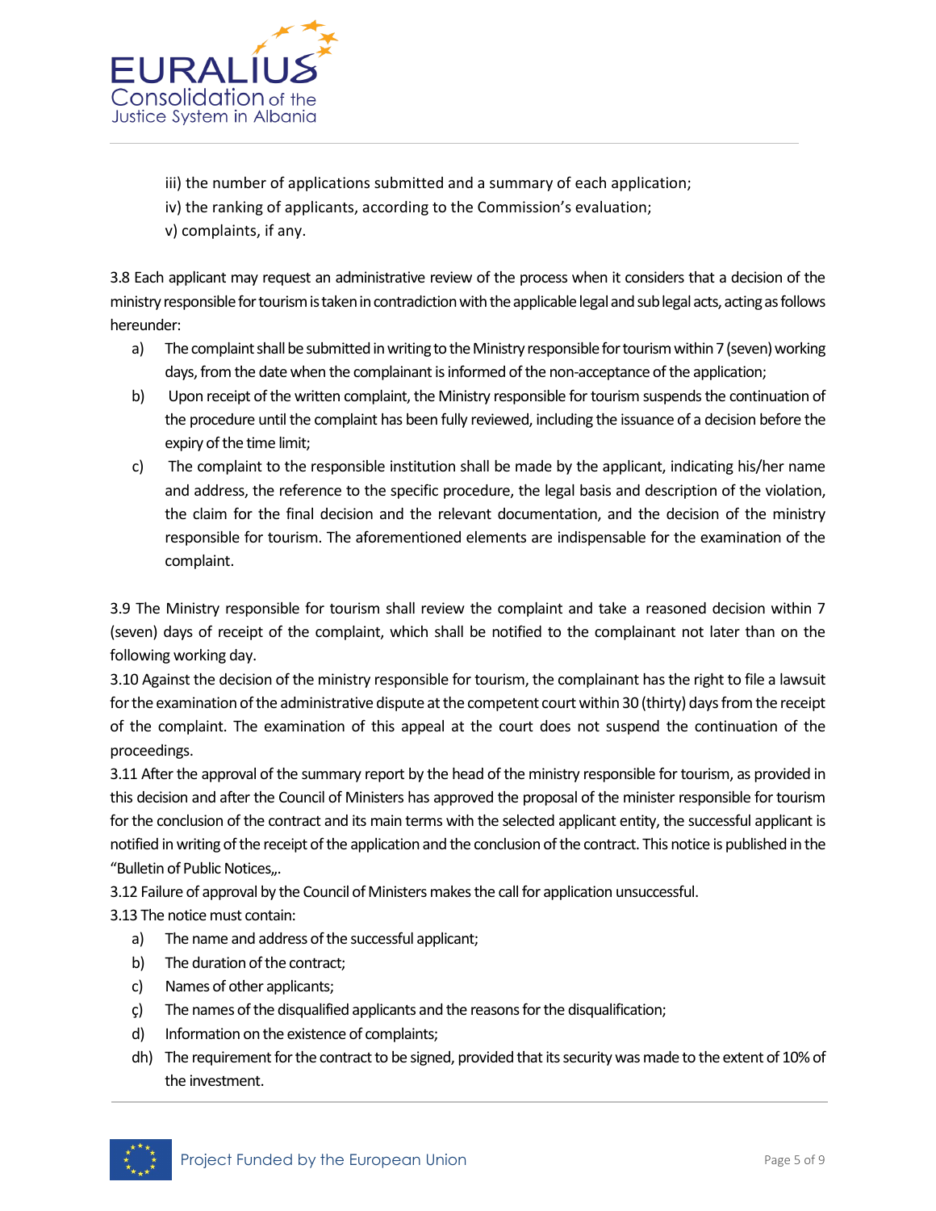iii) the number of applications submitted and a summary of each application;
iv) the ranking of applicants, according to the Commission's evaluation;
v) complaints, if any.

3.8 Each applicant may request an administrative review of the process when it considers that a decision of the ministry responsible for tourism is taken in contradiction with the applicable legal and sub legal acts, acting as follows hereunder:

a) The complaint shall be submitted in writing to the Ministry responsible for tourism within 7 (seven) working days, from the date when the complainant is informed of the non-acceptance of the application;
b) Upon receipt of the written complaint, the Ministry responsible for tourism suspends the continuation of the procedure until the complaint has been fully reviewed, including the issuance of a decision before the expiry of the time limit;
c) The complaint to the responsible institution shall be made by the applicant, indicating his/her name and address, the reference to the specific procedure, the legal basis and description of the violation, the claim for the final decision and the relevant documentation, and the decision of the ministry responsible for tourism. The aforementioned elements are indispensable for the examination of the complaint.

3.9 The Ministry responsible for tourism shall review the complaint and take a reasoned decision within 7 (seven) days of receipt of the complaint, which shall be notified to the complainant not later than on the following working day.

3.10 Against the decision of the ministry responsible for tourism, the complainant has the right to file a lawsuit for the examination of the administrative dispute at the competent court within 30 (thirty) days from the receipt of the complaint. The examination of this appeal at the court does not suspend the continuation of the proceedings.

3.11 After the approval of the summary report by the head of the ministry responsible for tourism, as provided in this decision and after the Council of Ministers has approved the proposal of the minister responsible for tourism for the conclusion of the contract and its main terms with the selected applicant entity, the successful applicant is notified in writing of the receipt of the application and the conclusion of the contract. This notice is published in the "Bulletin of Public Notices„.

3.12 Failure of approval by the Council of Ministers makes the call for application unsuccessful.

3.13 The notice must contain:

a) The name and address of the successful applicant;
b) The duration of the contract;
c) Names of other applicants;
ç) The names of the disqualified applicants and the reasons for the disqualification;
d) Information on the existence of complaints;
dh) The requirement for the contract to be signed, provided that its security was made to the extent of 10% of the investment.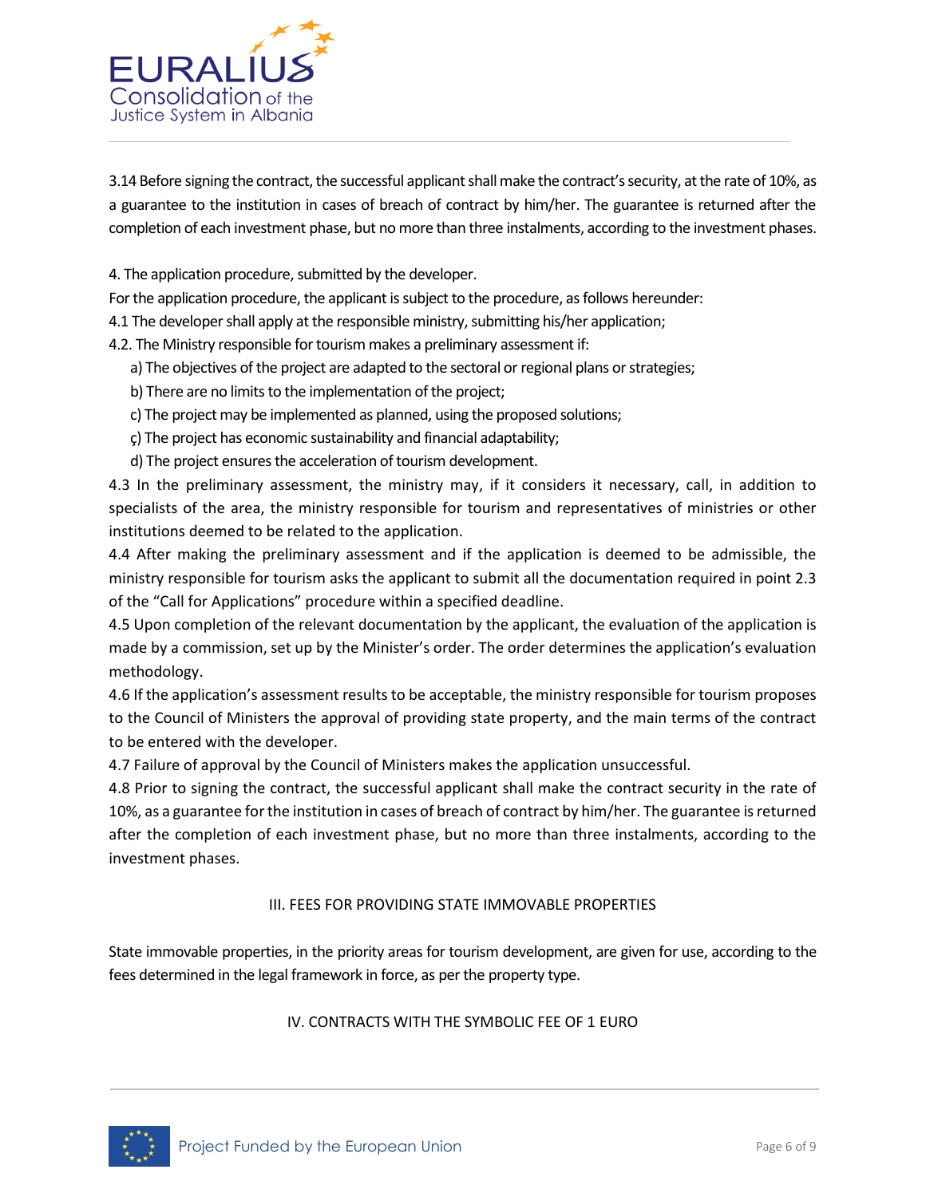3.14 Before signing the contract, the successful applicant shall make the contract's security, at the rate of 10%, as a guarantee to the institution in cases of breach of contract by him/her. The guarantee is returned after the completion of each investment phase, but no more than three instalments, according to the investment phases.

4. The application procedure, submitted by the developer.

For the application procedure, the applicant is subject to the procedure, as follows hereunder:

4.1 The developer shall apply at the responsible ministry, submitting his/her application;

4.2. The Ministry responsible for tourism makes a preliminary assessment if:

a) The objectives of the project are adapted to the sectoral or regional plans or strategies;

b) There are no limits to the implementation of the project;

c) The project may be implemented as planned, using the proposed solutions;

ç) The project has economic sustainability and financial adaptability;

d) The project ensures the acceleration of tourism development.

4.3 In the preliminary assessment, the ministry may, if it considers it necessary, call, in addition to specialists of the area, the ministry responsible for tourism and representatives of ministries or other institutions deemed to be related to the application.

4.4 After making the preliminary assessment and if the application is deemed to be admissible, the ministry responsible for tourism asks the applicant to submit all the documentation required in point 2.3 of the "Call for Applications" procedure within a specified deadline.

4.5 Upon completion of the relevant documentation by the applicant, the evaluation of the application is made by a commission, set up by the Minister's order. The order determines the application's evaluation methodology.

4.6 If the application's assessment results to be acceptable, the ministry responsible for tourism proposes to the Council of Ministers the approval of providing state property, and the main terms of the contract to be entered with the developer.

4.7 Failure of approval by the Council of Ministers makes the application unsuccessful.

4.8 Prior to signing the contract, the successful applicant shall make the contract security in the rate of 10%, as a guarantee for the institution in cases of breach of contract by him/her. The guarantee is returned after the completion of each investment phase, but no more than three instalments, according to the investment phases.

## III. FEES FOR PROVIDING STATE IMMOVABLE PROPERTIES

State immovable properties, in the priority areas for tourism development, are given for use, according to the fees determined in the legal framework in force, as per the property type.

## IV. CONTRACTS WITH THE SYMBOLIC FEE OF 1 EURO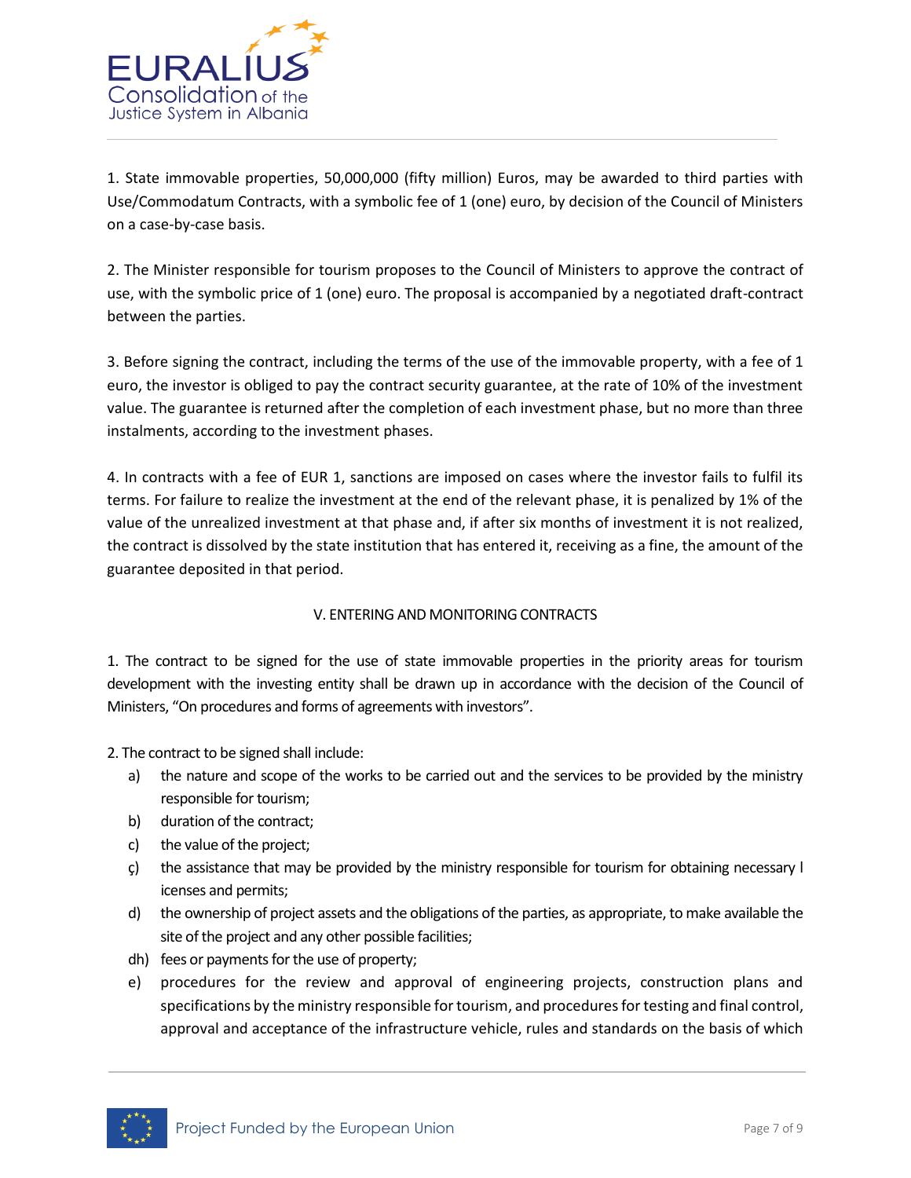1. State immovable properties, 50,000,000 (fifty million) Euros, may be awarded to third parties with Use/Commodatum Contracts, with a symbolic fee of 1 (one) euro, by decision of the Council of Ministers on a case-by-case basis.

2. The Minister responsible for tourism proposes to the Council of Ministers to approve the contract of use, with the symbolic price of 1 (one) euro. The proposal is accompanied by a negotiated draft-contract between the parties.

3. Before signing the contract, including the terms of the use of the immovable property, with a fee of 1 euro, the investor is obliged to pay the contract security guarantee, at the rate of 10% of the investment value. The guarantee is returned after the completion of each investment phase, but no more than three instalments, according to the investment phases.

4. In contracts with a fee of EUR 1, sanctions are imposed on cases where the investor fails to fulfil its terms. For failure to realize the investment at the end of the relevant phase, it is penalized by 1% of the value of the unrealized investment at that phase and, if after six months of investment it is not realized, the contract is dissolved by the state institution that has entered it, receiving as a fine, the amount of the guarantee deposited in that period.

V. ENTERING AND MONITORING CONTRACTS

1. The contract to be signed for the use of state immovable properties in the priority areas for tourism development with the investing entity shall be drawn up in accordance with the decision of the Council of Ministers, “On procedures and forms of agreements with investors”.

2. The contract to be signed shall include:

a) the nature and scope of the works to be carried out and the services to be provided by the ministry responsible for tourism;

b) duration of the contract;

c) the value of the project;

ç) the assistance that may be provided by the ministry responsible for tourism for obtaining necessary l icenses and permits;

d) the ownership of project assets and the obligations of the parties, as appropriate, to make available the site of the project and any other possible facilities;

dh) fees or payments for the use of property;

e) procedures for the review and approval of engineering projects, construction plans and specifications by the ministry responsible for tourism, and procedures for testing and final control, approval and acceptance of the infrastructure vehicle, rules and standards on the basis of which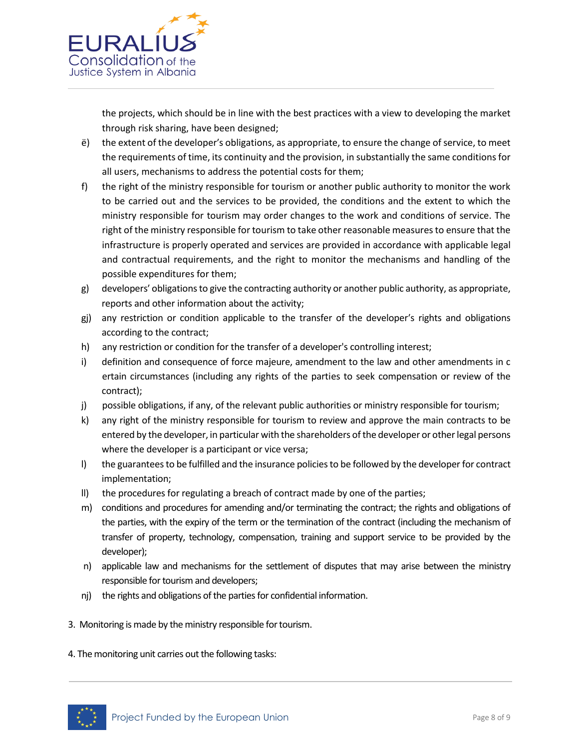the projects, which should be in line with the best practices with a view to developing the market through risk sharing, have been designed;

ë) the extent of the developer's obligations, as appropriate, to ensure the change of service, to meet the requirements of time, its continuity and the provision, in substantially the same conditions for all users, mechanisms to address the potential costs for them;

f) the right of the ministry responsible for tourism or another public authority to monitor the work to be carried out and the services to be provided, the conditions and the extent to which the ministry responsible for tourism may order changes to the work and conditions of service. The right of the ministry responsible for tourism to take other reasonable measures to ensure that the infrastructure is properly operated and services are provided in accordance with applicable legal and contractual requirements, and the right to monitor the mechanisms and handling of the possible expenditures for them;

g) developers' obligations to give the contracting authority or another public authority, as appropriate, reports and other information about the activity;

gj) any restriction or condition applicable to the transfer of the developer's rights and obligations according to the contract;

h) any restriction or condition for the transfer of a developer's controlling interest;

i) definition and consequence of force majeure, amendment to the law and other amendments in c ertain circumstances (including any rights of the parties to seek compensation or review of the contract);

j) possible obligations, if any, of the relevant public authorities or ministry responsible for tourism;

k) any right of the ministry responsible for tourism to review and approve the main contracts to be entered by the developer, in particular with the shareholders of the developer or other legal persons where the developer is a participant or vice versa;

l) the guarantees to be fulfilled and the insurance policies to be followed by the developer for contract implementation;

ll) the procedures for regulating a breach of contract made by one of the parties;

m) conditions and procedures for amending and/or terminating the contract; the rights and obligations of the parties, with the expiry of the term or the termination of the contract (including the mechanism of transfer of property, technology, compensation, training and support service to be provided by the developer);

n) applicable law and mechanisms for the settlement of disputes that may arise between the ministry responsible for tourism and developers;

nj) the rights and obligations of the parties for confidential information.

3. Monitoring is made by the ministry responsible for tourism.

4. The monitoring unit carries out the following tasks: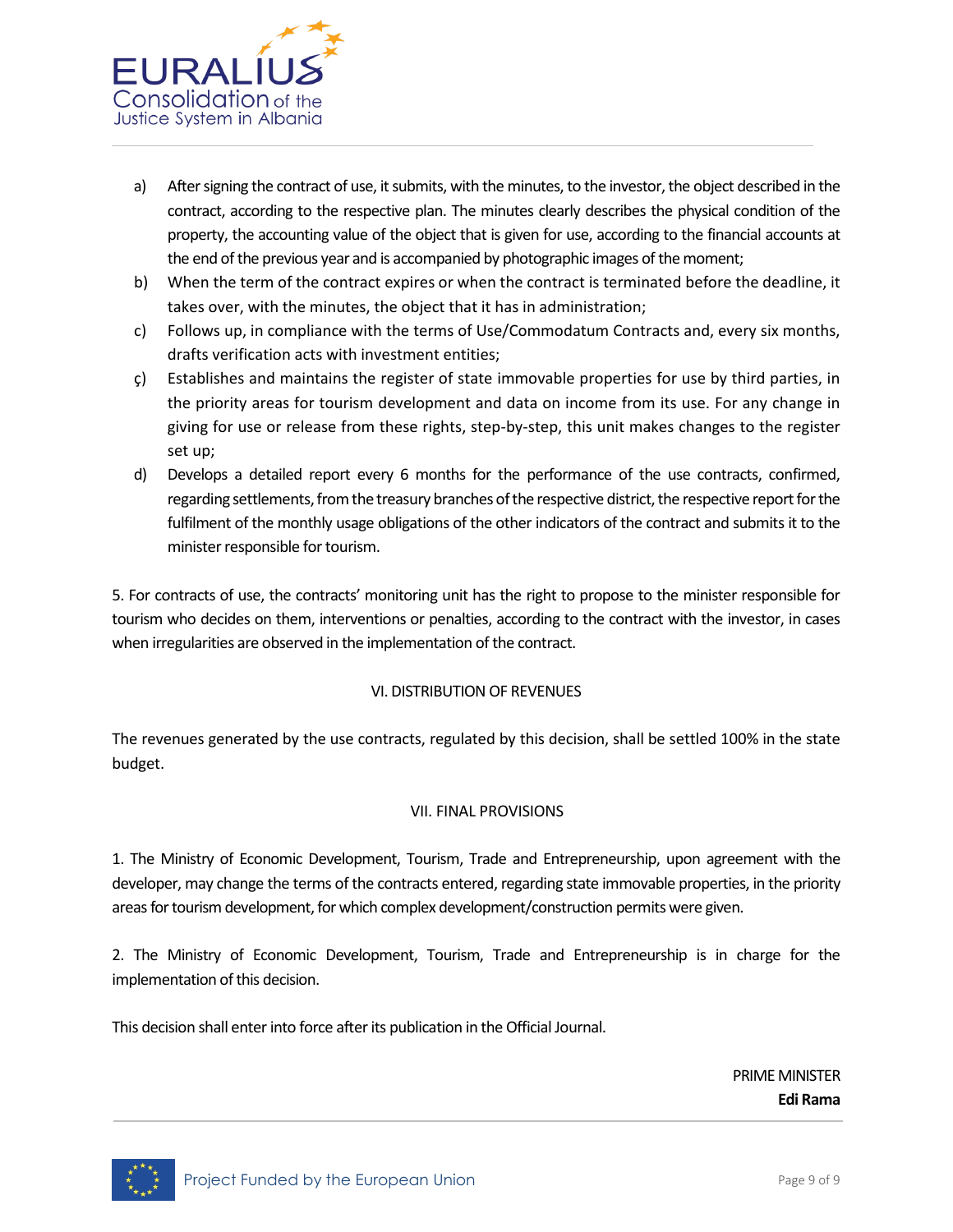a) After signing the contract of use, it submits, with the minutes, to the investor, the object described in the contract, according to the respective plan. The minutes clearly describes the physical condition of the property, the accounting value of the object that is given for use, according to the financial accounts at the end of the previous year and is accompanied by photographic images of the moment;

b) When the term of the contract expires or when the contract is terminated before the deadline, it takes over, with the minutes, the object that it has in administration;

c) Follows up, in compliance with the terms of Use/Commodatum Contracts and, every six months, drafts verification acts with investment entities;

ç) Establishes and maintains the register of state immovable properties for use by third parties, in the priority areas for tourism development and data on income from its use. For any change in giving for use or release from these rights, step-by-step, this unit makes changes to the register set up;

d) Develops a detailed report every 6 months for the performance of the use contracts, confirmed, regarding settlements, from the treasury branches of the respective district, the respective report for the fulfilment of the monthly usage obligations of the other indicators of the contract and submits it to the minister responsible for tourism.

5. For contracts of use, the contracts' monitoring unit has the right to propose to the minister responsible for tourism who decides on them, interventions or penalties, according to the contract with the investor, in cases when irregularities are observed in the implementation of the contract.

## VI. DISTRIBUTION OF REVENUES

The revenues generated by the use contracts, regulated by this decision, shall be settled 100% in the state budget.

## VII. FINAL PROVISIONS

1. The Ministry of Economic Development, Tourism, Trade and Entrepreneurship, upon agreement with the developer, may change the terms of the contracts entered, regarding state immovable properties, in the priority areas for tourism development, for which complex development/construction permits were given.

2. The Ministry of Economic Development, Tourism, Trade and Entrepreneurship is in charge for the implementation of this decision.

This decision shall enter into force after its publication in the Official Journal.

PRIME MINISTER
**Edi Rama**